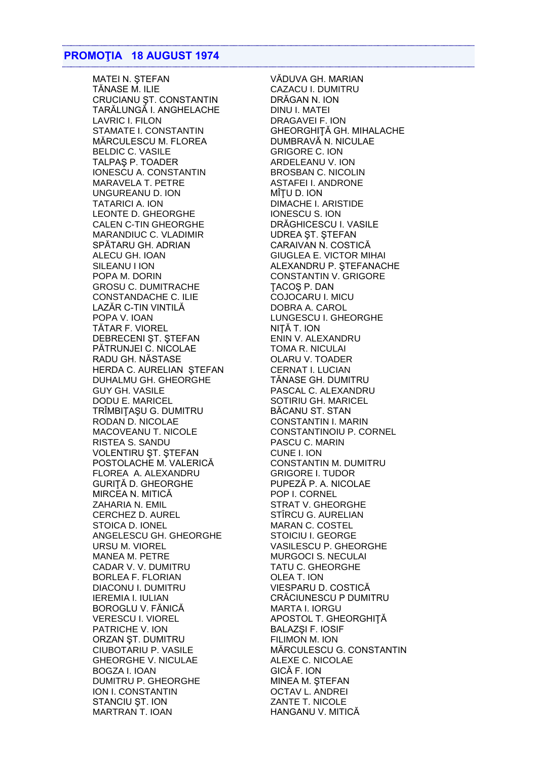## PROMOŢIA 18 AUGUST 1974

MATEI N. ŞTEFAN
TĂNASE M. ILIE
CRUCIANU ŞT. CONSTANTIN
TARĂLUNGĂ I. ANGHELACHE
LAVRIC I. FILON
STAMATE I. CONSTANTIN
MĂRCULESCU M. FLOREA
BELDIC C. VASILE
TALPAŞ P. TOADER
IONESCU A. CONSTANTIN
MARAVELA T. PETRE
UNGUREANU D. ION
TATARICI A. ION
LEONTE D. GHEORGHE
CALEN C-TIN GHEORGHE
MARANDIUC C. VLADIMIR
SPĂTARU GH. ADRIAN
ALECU GH. IOAN
SILEANU I ION
POPA M. DORIN
GROSU C. DUMITRACHE
CONSTANDACHE C. ILIE
LAZĂR C-TIN VINTILĂ
POPA V. IOAN
TĂTAR F. VIOREL
DEBRECENI ŞT. ŞTEFAN
PĂTRUNJEI C. NICOLAE
RADU GH. NĂSTASE
HERDA C. AURELIAN ŞTEFAN
DUHALMU GH. GHEORGHE
GUY GH. VASILE
DODU E. MARICEL
TRÎMBIŢAŞU G. DUMITRU
RODAN D. NICOLAE
MACOVEANU T. NICOLE
RISTEA S. SANDU
VOLENTIRU ŞT. ŞTEFAN
POSTOLACHE M. VALERICĂ
FLOREA A. ALEXANDRU
GURIŢĂ D. GHEORGHE
MIRCEA N. MITICĂ
ZAHARIA N. EMIL
CERCHEZ D. AUREL
STOICA D. IONEL
ANGELESCU GH. GHEORGHE
URSU M. VIOREL
MANEA M. PETRE
CADAR V. V. DUMITRU
BORLEA F. FLORIAN
DIACONU I. DUMITRU
IEREMIA I. IULIAN
BOROGLU V. FĂNICĂ
VERESCU I. VIOREL
PATRICHE V. ION
ORZAN ŞT. DUMITRU
CIUBOTARIU P. VASILE
GHEORGHE V. NICULAE
BOGZA I. IOAN
DUMITRU P. GHEORGHE
ION I. CONSTANTIN
STANCIU ŞT. ION
MARTRAN T. IOAN
VĂDUVA GH. MARIAN
CAZACU I. DUMITRU
DRĂGAN N. ION
DINU I. MATEI
DRAGAVEI F. ION
GHEORGHIŢĂ GH. MIHALACHE
DUMBRAVĂ N. NICULAE
GRIGORE C. ION
ARDELEANU V. ION
BROSBAN C. NICOLIN
ASTAFEI I. ANDRONE
MÎŢU D. ION
DIMACHE I. ARISTIDE
IONESCU S. ION
DRĂGHICESCU I. VASILE
UDREA ŞT. ŞTEFAN
CARAIVAN N. COSTICĂ
GIUGLEA E. VICTOR MIHAI
ALEXANDRU P. ŞTEFANACHE
CONSTANTIN V. GRIGORE
ŢACOŞ P. DAN
COJOCARU I. MICU
DOBRA A. CAROL
LUNGESCU I. GHEORGHE
NIŢĂ T. ION
ENIN V. ALEXANDRU
TOMA R. NICULAI
OLARU V. TOADER
CERNAT I. LUCIAN
TĂNASE GH. DUMITRU
PASCAL C. ALEXANDRU
SOTIRIU GH. MARICEL
BĂCANU ST. STAN
CONSTANTIN I. MARIN
CONSTANTINOIU P. CORNEL
PASCU C. MARIN
CUNE I. ION
CONSTANTIN M. DUMITRU
GRIGORE I. TUDOR
PUPEZĂ P. A. NICOLAE
POP I. CORNEL
STRAT V. GHEORGHE
STÎRCU G. AURELIAN
MARAN C. COSTEL
STOICIU I. GEORGE
VASILESCU P. GHEORGHE
MURGOCI S. NECULAI
TATU C. GHEORGHE
OLEA T. ION
VIESPARU D. COSTICĂ
CRĂCIUNESCU P DUMITRU
MARTA I. IORGU
APOSTOL T. GHEORGHIŢĂ
BALAZŞI F. IOSIF
FILIMON M. ION
MĂRCULESCU G. CONSTANTIN
ALEXE C. NICOLAE
GICĂ F. ION
MINEA M. ŞTEFAN
OCTAV L. ANDREI
ZANTE T. NICOLE
HANGANU V. MITICĂ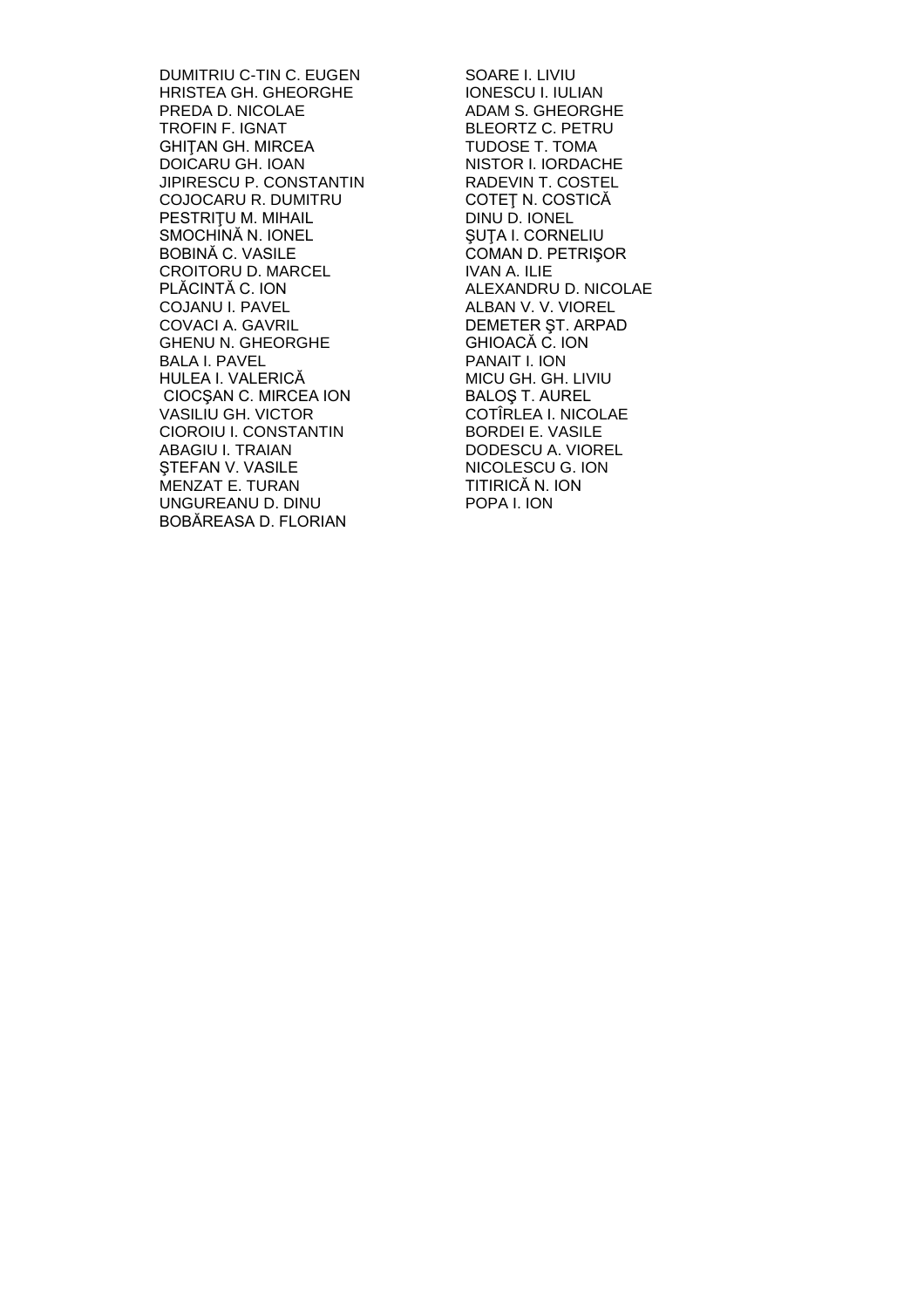DUMITRIU C-TIN C. EUGEN
HRISTEA GH. GHEORGHE
PREDA D. NICOLAE
TROFIN F. IGNAT
GHIŢAN GH. MIRCEA
DOICARU GH. IOAN
JIPIRESCU P. CONSTANTIN
COJOCARU R. DUMITRU
PESTRIŢU M. MIHAIL
SMOCHINĂ N. IONEL
BOBINĂ C. VASILE
CROITORU D. MARCEL
PLĂCINTĂ C. ION
COJANU I. PAVEL
COVACI A. GAVRIL
GHENU N. GHEORGHE
BALA I. PAVEL
HULEA I. VALERICĂ
CIOCŞAN C. MIRCEA ION
VASILIU GH. VICTOR
CIOROIU I. CONSTANTIN
ABAGIU I. TRAIAN
ŞTEFAN V. VASILE
MENZAT E. TURAN
UNGUREANU D. DINU
BOBĂREASA D. FLORIAN
SOARE I. LIVIU
IONESCU I. IULIAN
ADAM S. GHEORGHE
BLEORTZ C. PETRU
TUDOSE T. TOMA
NISTOR I. IORDACHE
RADEVIN T. COSTEL
COTEŢ N. COSTICĂ
DINU D. IONEL
ŞUŢA I. CORNELIU
COMAN D. PETRIŞOR
IVAN A. ILIE
ALEXANDRU D. NICOLAE
ALBAN V. V. VIOREL
DEMETER ŞT. ARPAD
GHIOACĂ C. ION
PANAIT I. ION
MICU GH. GH. LIVIU
BALOŞ T. AUREL
COTÎRLEA I. NICOLAE
BORDEI E. VASILE
DODESCU A. VIOREL
NICOLESCU G. ION
TITIRICĂ N. ION
POPA I. ION